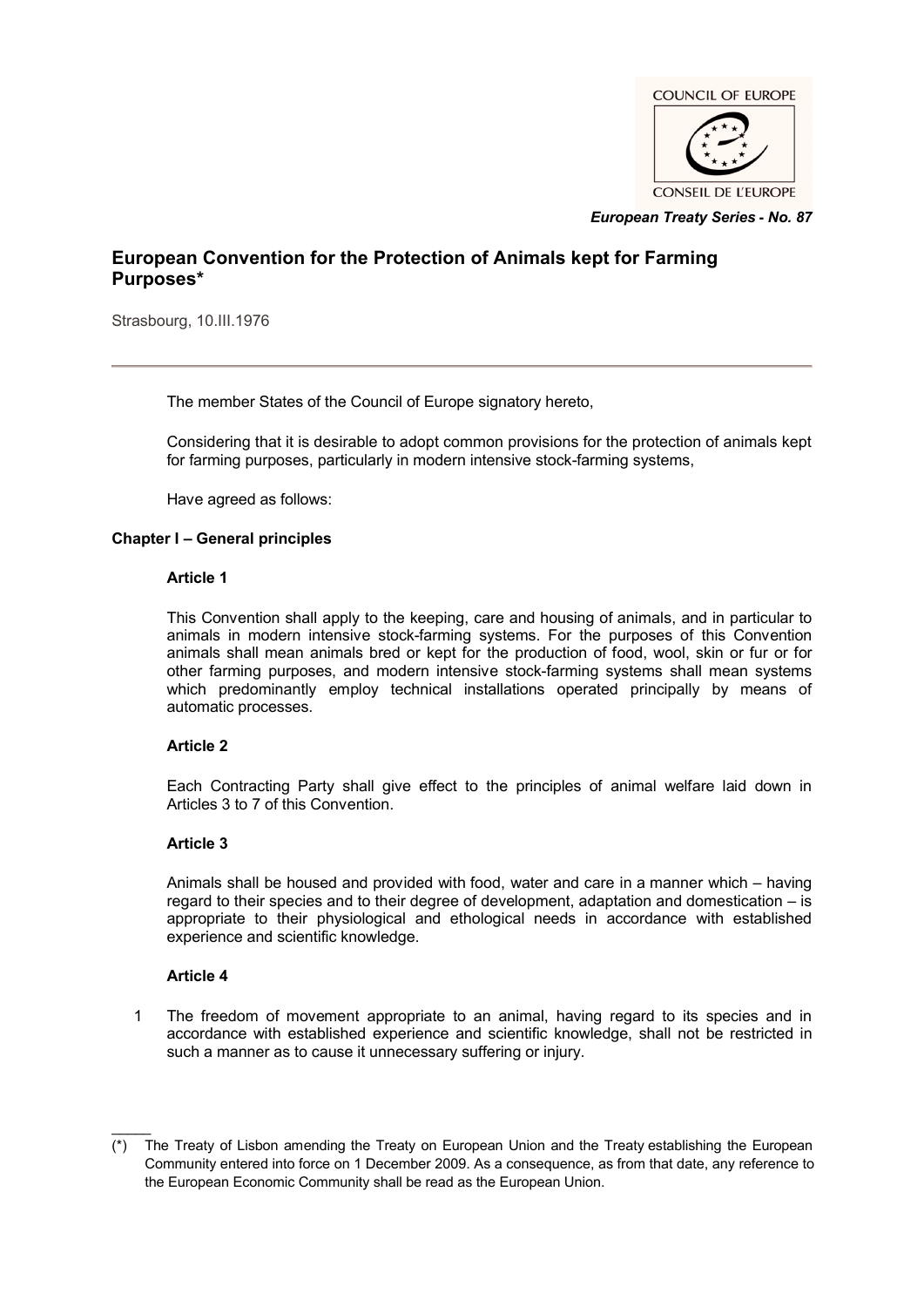COUNCIL OF EUROPE

CONSEIL DE L'EUROPE

*European Treaty Series - No. 87*

# European Convention for the Protection of Animals kept for Farming Purposes*

Strasbourg, 10.III.1976

---

The member States of the Council of Europe signatory hereto,

Considering that it is desirable to adopt common provisions for the protection of animals kept for farming purposes, particularly in modern intensive stock-farming systems,

Have agreed as follows:

## Chapter I – General principles

### Article 1

This Convention shall apply to the keeping, care and housing of animals, and in particular to animals in modern intensive stock-farming systems. For the purposes of this Convention animals shall mean animals bred or kept for the production of food, wool, skin or fur or for other farming purposes, and modern intensive stock-farming systems shall mean systems which predominantly employ technical installations operated principally by means of automatic processes.

### Article 2

Each Contracting Party shall give effect to the principles of animal welfare laid down in Articles 3 to 7 of this Convention.

### Article 3

Animals shall be housed and provided with food, water and care in a manner which – having regard to their species and to their degree of development, adaptation and domestication – is appropriate to their physiological and ethological needs in accordance with established experience and scientific knowledge.

### Article 4

1 The freedom of movement appropriate to an animal, having regard to its species and in accordance with established experience and scientific knowledge, shall not be restricted in such a manner as to cause it unnecessary suffering or injury.

---

(*) The Treaty of Lisbon amending the Treaty on European Union and the Treaty establishing the European Community entered into force on 1 December 2009. As a consequence, as from that date, any reference to the European Economic Community shall be read as the European Union.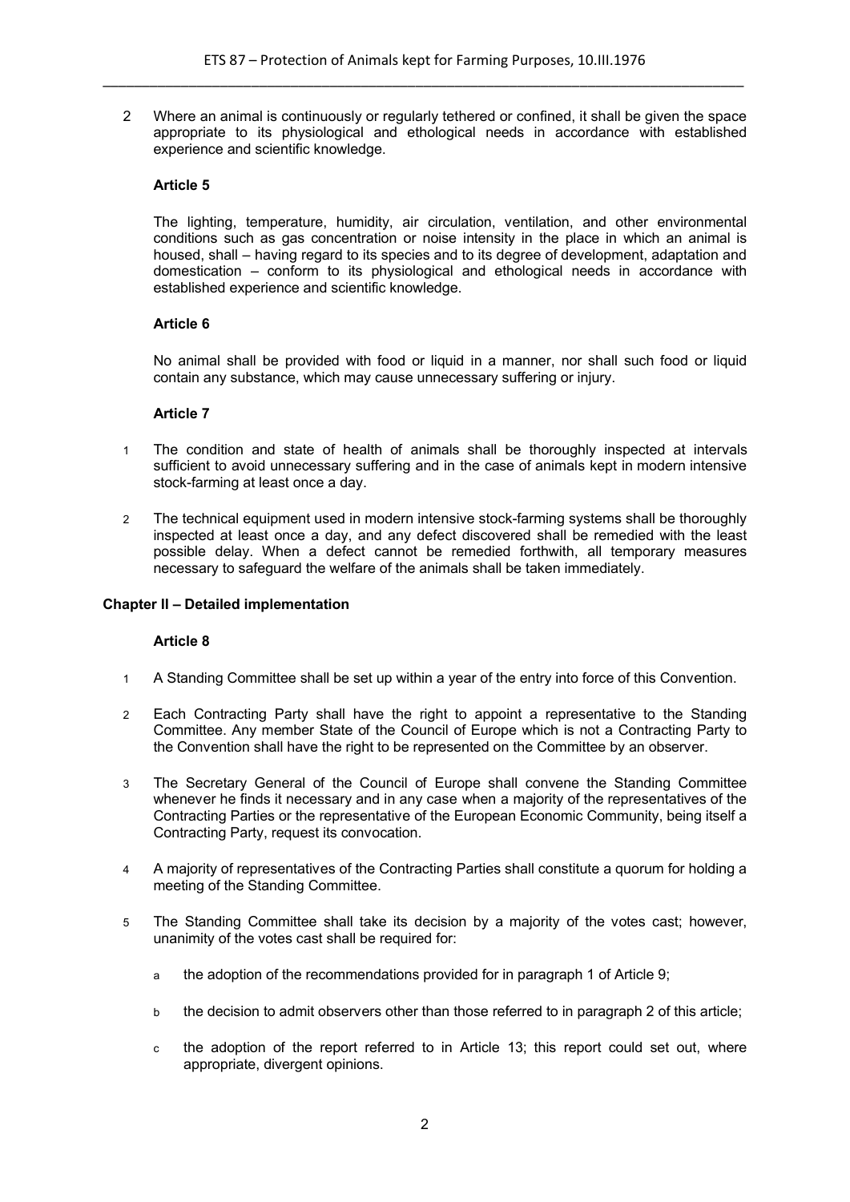2 Where an animal is continuously or regularly tethered or confined, it shall be given the space appropriate to its physiological and ethological needs in accordance with established experience and scientific knowledge.

**Article 5**

The lighting, temperature, humidity, air circulation, ventilation, and other environmental conditions such as gas concentration or noise intensity in the place in which an animal is housed, shall – having regard to its species and to its degree of development, adaptation and domestication – conform to its physiological and ethological needs in accordance with established experience and scientific knowledge.

**Article 6**

No animal shall be provided with food or liquid in a manner, nor shall such food or liquid contain any substance, which may cause unnecessary suffering or injury.

**Article 7**

1 The condition and state of health of animals shall be thoroughly inspected at intervals sufficient to avoid unnecessary suffering and in the case of animals kept in modern intensive stock-farming at least once a day.

2 The technical equipment used in modern intensive stock-farming systems shall be thoroughly inspected at least once a day, and any defect discovered shall be remedied with the least possible delay. When a defect cannot be remedied forthwith, all temporary measures necessary to safeguard the welfare of the animals shall be taken immediately.

## Chapter II – Detailed implementation

**Article 8**

1 A Standing Committee shall be set up within a year of the entry into force of this Convention.

2 Each Contracting Party shall have the right to appoint a representative to the Standing Committee. Any member State of the Council of Europe which is not a Contracting Party to the Convention shall have the right to be represented on the Committee by an observer.

3 The Secretary General of the Council of Europe shall convene the Standing Committee whenever he finds it necessary and in any case when a majority of the representatives of the Contracting Parties or the representative of the European Economic Community, being itself a Contracting Party, request its convocation.

4 A majority of representatives of the Contracting Parties shall constitute a quorum for holding a meeting of the Standing Committee.

5 The Standing Committee shall take its decision by a majority of the votes cast; however, unanimity of the votes cast shall be required for:

a the adoption of the recommendations provided for in paragraph 1 of Article 9;

b the decision to admit observers other than those referred to in paragraph 2 of this article;

c the adoption of the report referred to in Article 13; this report could set out, where appropriate, divergent opinions.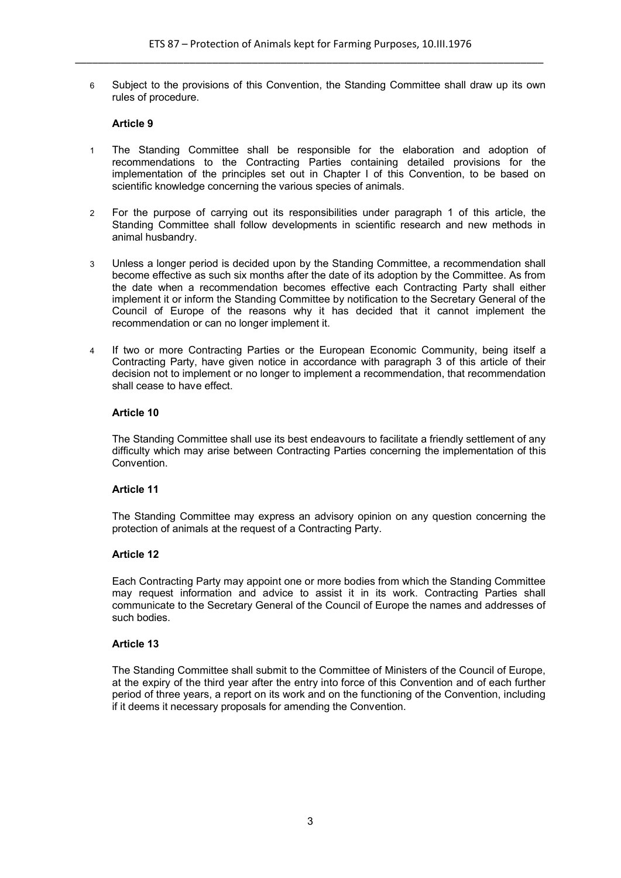6 Subject to the provisions of this Convention, the Standing Committee shall draw up its own rules of procedure.

**Article 9**

1 The Standing Committee shall be responsible for the elaboration and adoption of recommendations to the Contracting Parties containing detailed provisions for the implementation of the principles set out in Chapter I of this Convention, to be based on scientific knowledge concerning the various species of animals.

2 For the purpose of carrying out its responsibilities under paragraph 1 of this article, the Standing Committee shall follow developments in scientific research and new methods in animal husbandry.

3 Unless a longer period is decided upon by the Standing Committee, a recommendation shall become effective as such six months after the date of its adoption by the Committee. As from the date when a recommendation becomes effective each Contracting Party shall either implement it or inform the Standing Committee by notification to the Secretary General of the Council of Europe of the reasons why it has decided that it cannot implement the recommendation or can no longer implement it.

4 If two or more Contracting Parties or the European Economic Community, being itself a Contracting Party, have given notice in accordance with paragraph 3 of this article of their decision not to implement or no longer to implement a recommendation, that recommendation shall cease to have effect.

**Article 10**

The Standing Committee shall use its best endeavours to facilitate a friendly settlement of any difficulty which may arise between Contracting Parties concerning the implementation of this Convention.

**Article 11**

The Standing Committee may express an advisory opinion on any question concerning the protection of animals at the request of a Contracting Party.

**Article 12**

Each Contracting Party may appoint one or more bodies from which the Standing Committee may request information and advice to assist it in its work. Contracting Parties shall communicate to the Secretary General of the Council of Europe the names and addresses of such bodies.

**Article 13**

The Standing Committee shall submit to the Committee of Ministers of the Council of Europe, at the expiry of the third year after the entry into force of this Convention and of each further period of three years, a report on its work and on the functioning of the Convention, including if it deems it necessary proposals for amending the Convention.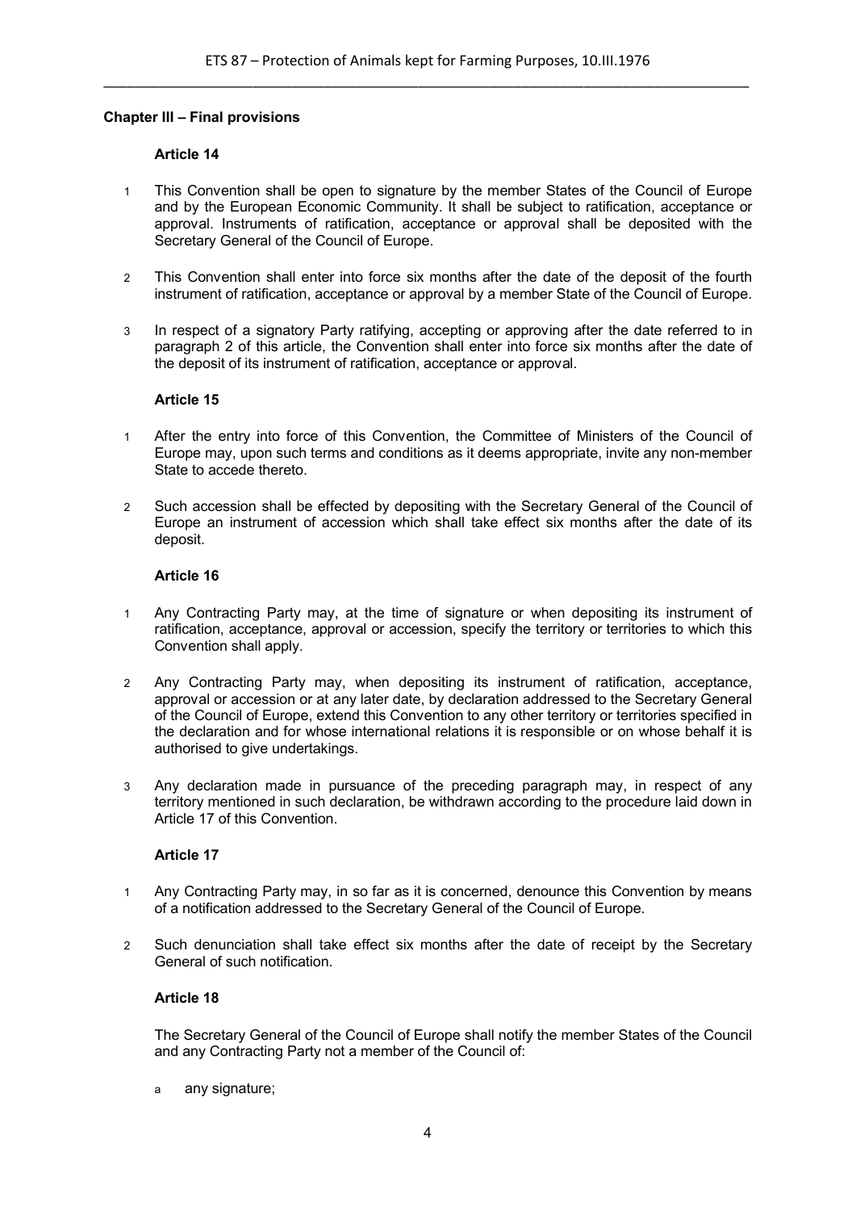## Chapter III – Final provisions

### Article 14

1. This Convention shall be open to signature by the member States of the Council of Europe and by the European Economic Community. It shall be subject to ratification, acceptance or approval. Instruments of ratification, acceptance or approval shall be deposited with the Secretary General of the Council of Europe.

2. This Convention shall enter into force six months after the date of the deposit of the fourth instrument of ratification, acceptance or approval by a member State of the Council of Europe.

3. In respect of a signatory Party ratifying, accepting or approving after the date referred to in paragraph 2 of this article, the Convention shall enter into force six months after the date of the deposit of its instrument of ratification, acceptance or approval.

### Article 15

1. After the entry into force of this Convention, the Committee of Ministers of the Council of Europe may, upon such terms and conditions as it deems appropriate, invite any non-member State to accede thereto.

2. Such accession shall be effected by depositing with the Secretary General of the Council of Europe an instrument of accession which shall take effect six months after the date of its deposit.

### Article 16

1. Any Contracting Party may, at the time of signature or when depositing its instrument of ratification, acceptance, approval or accession, specify the territory or territories to which this Convention shall apply.

2. Any Contracting Party may, when depositing its instrument of ratification, acceptance, approval or accession or at any later date, by declaration addressed to the Secretary General of the Council of Europe, extend this Convention to any other territory or territories specified in the declaration and for whose international relations it is responsible or on whose behalf it is authorised to give undertakings.

3. Any declaration made in pursuance of the preceding paragraph may, in respect of any territory mentioned in such declaration, be withdrawn according to the procedure laid down in Article 17 of this Convention.

### Article 17

1. Any Contracting Party may, in so far as it is concerned, denounce this Convention by means of a notification addressed to the Secretary General of the Council of Europe.

2. Such denunciation shall take effect six months after the date of receipt by the Secretary General of such notification.

### Article 18

The Secretary General of the Council of Europe shall notify the member States of the Council and any Contracting Party not a member of the Council of:

a. any signature;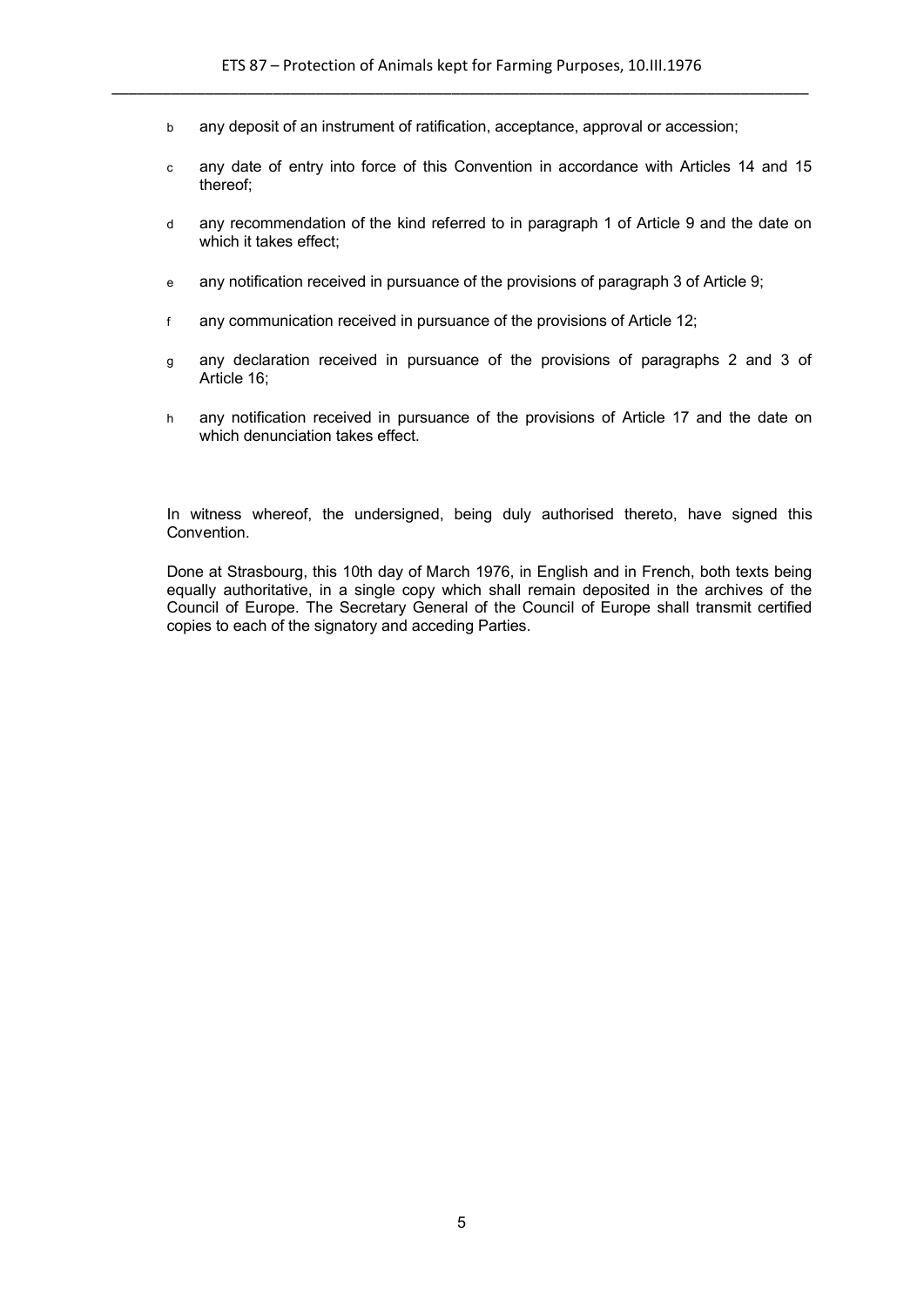b any deposit of an instrument of ratification, acceptance, approval or accession;

c any date of entry into force of this Convention in accordance with Articles 14 and 15 thereof;

d any recommendation of the kind referred to in paragraph 1 of Article 9 and the date on which it takes effect;

e any notification received in pursuance of the provisions of paragraph 3 of Article 9;

f any communication received in pursuance of the provisions of Article 12;

g any declaration received in pursuance of the provisions of paragraphs 2 and 3 of Article 16;

h any notification received in pursuance of the provisions of Article 17 and the date on which denunciation takes effect.

In witness whereof, the undersigned, being duly authorised thereto, have signed this Convention.

Done at Strasbourg, this 10th day of March 1976, in English and in French, both texts being equally authoritative, in a single copy which shall remain deposited in the archives of the Council of Europe. The Secretary General of the Council of Europe shall transmit certified copies to each of the signatory and acceding Parties.